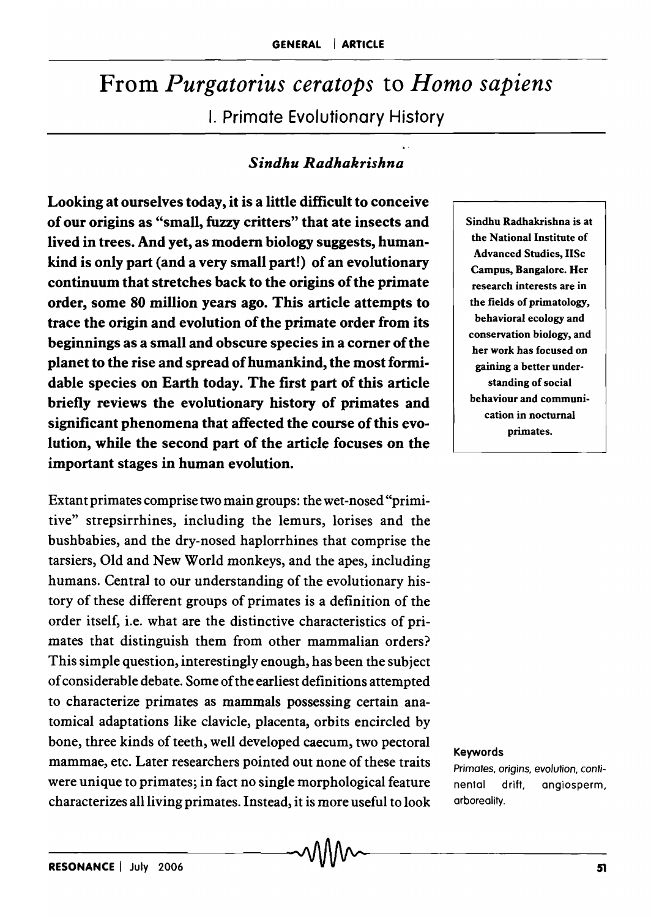# From *Purgatorius ceratops* to *Homo sapiens*

## I. Primate Evolutionary History

### *Sindhu Radhakrishna*

**Looking at ourselves today, it is a little difficult to conceive of our origins as "small, fuzzy critters" that ate insects and lived in trees. And yet, as modern biology suggests, humankind is only part (and a very small part!) of an evolutionary continuum that stretches back to the origins of the primate order, some 80 million years ago. This article attempts to trace the origin and evolution of the primate order from its beginnings as a small and obscure species in a corner of the planet to the rise and spread of humankind, the most formidable species on Earth today. The first part of this article briefly reviews the evolutionary history of primates and significant phenomena that affected the course of this evolution, while the second part of the article focuses on the important stages in human evolution.**

Sindhu Radhakrishna is at the National Institute of Advanced Studies, IISc Campus, Bangalore. Her research interests are in the fields of primatology, behavioral ecology and conservation biology, and her work has focused on gaining a better understanding of social behaviour and communication in nocturnal primates.

Extant primates comprise two main groups: the wet-nosed "primitive" strepsirrhines, including the lemurs, lorises and the bushbabies, and the dry-nosed haplorrhines that comprise the tarsiers, Old and New World monkeys, and the apes, including humans. Central to our understanding of the evolutionary history of these different groups of primates is a definition of the order itself, i.e. what are the distinctive characteristics of primates that distinguish them from other mammalian orders? This simple question, interestingly enough, has been the subject of considerable debate. Some of the earliest definitions attempted to characterize primates as mammals possessing certain anatomical adaptations like clavicle, placenta, orbits encircled by bone, three kinds of teeth, well developed caecum, two pectoral mammae, etc. Later researchers pointed out none of these traits were unique to primates; in fact no single morphological feature characterizes all living primates. Instead, it is more useful to look

**Keywords**

Primates, origins, evolution, continental drift, angiosperm, arboreality.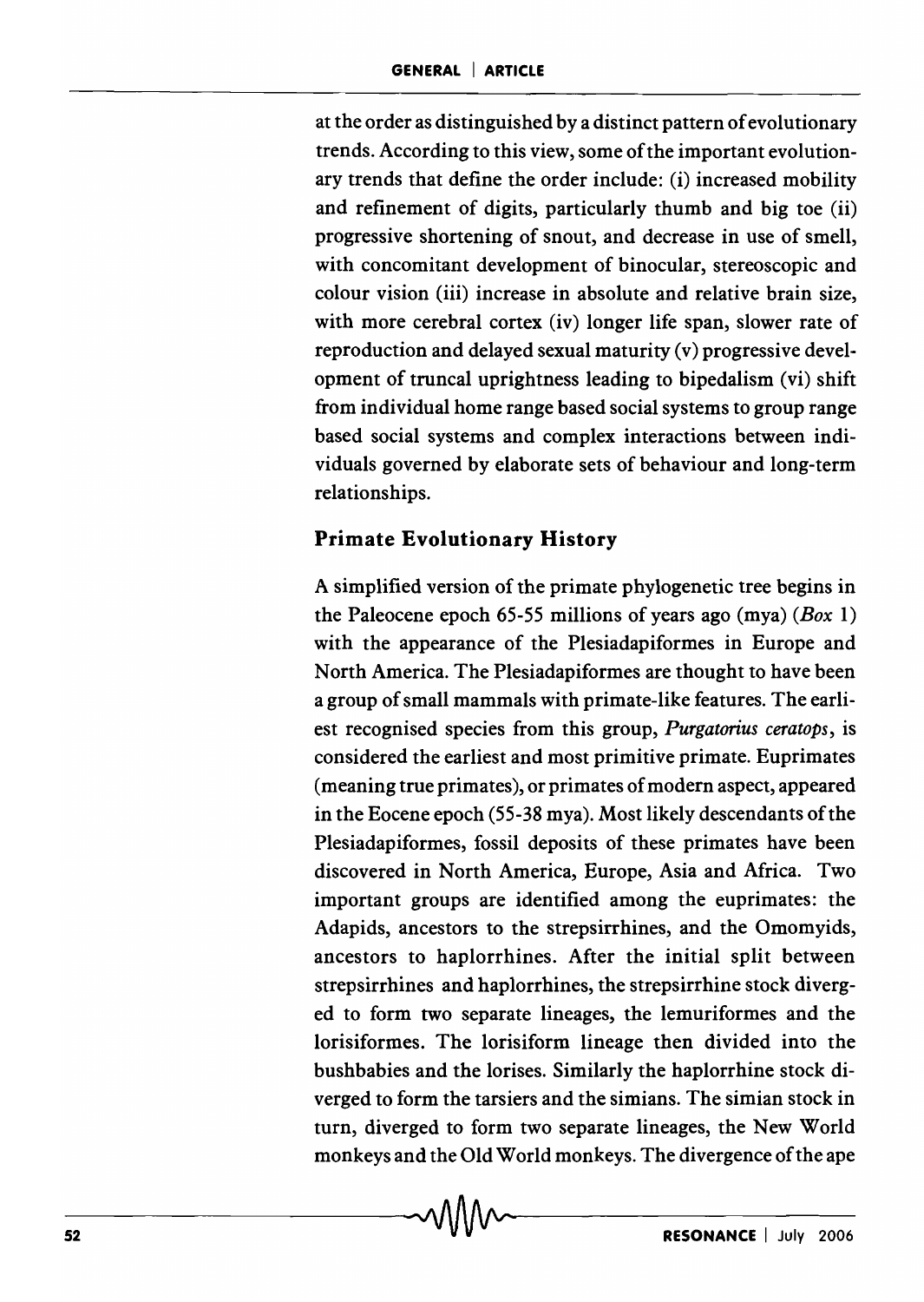at the order as distinguished by a distinct pattern of evolutionary trends. According to this view, some of the important evolutionary trends that define the order include: (i) increased mobility and refinement of digits, particularly thumb and big toe (ii) progressive shortening of snout, and decrease in use of smell, with concomitant development of binocular, stereoscopic and colour vision (iii) increase in absolute and relative brain size, with more cerebral cortex (iv) longer life span, slower rate of reproduction and delayed sexual maturity (v) progressive development of truncal uprightness leading to bipedalism (vi) shift from individual home range based social systems to group range based social systems and complex interactions between individuals governed by elaborate sets of behaviour and long-term relationships.

## Primate Evolutionary History

A simplified version of the primate phylogenetic tree begins in the Paleocene epoch 65-55 millions of years ago (mya) (*Box* 1) with the appearance of the Plesiadapiformes in Europe and North America. The Plesiadapiformes are thought to have been a group of small mammals with primate-like features. The earliest recognised species from this group, *Purgatorius ceratops*, is considered the earliest and most primitive primate. Euprimates (meaning true primates), or primates of modern aspect, appeared in the Eocene epoch (55-38 mya). Most likely descendants of the Plesiadapiformes, fossil deposits of these primates have been discovered in North America, Europe, Asia and Africa. Two important groups are identified among the euprimates: the Adapids, ancestors to the strepsirrhines, and the Omomyids, ancestors to haplorrhines. After the initial split between strepsirrhines and haplorrhines, the strepsirrhine stock diverged to form two separate lineages, the lemuriformes and the lorisiformes. The lorisiform lineage then divided into the bushbabies and the lorises. Similarly the haplorrhine stock diverged to form the tarsiers and the simians. The simian stock in turn, diverged to form two separate lineages, the New World monkeys and the Old World monkeys. The divergence of the ape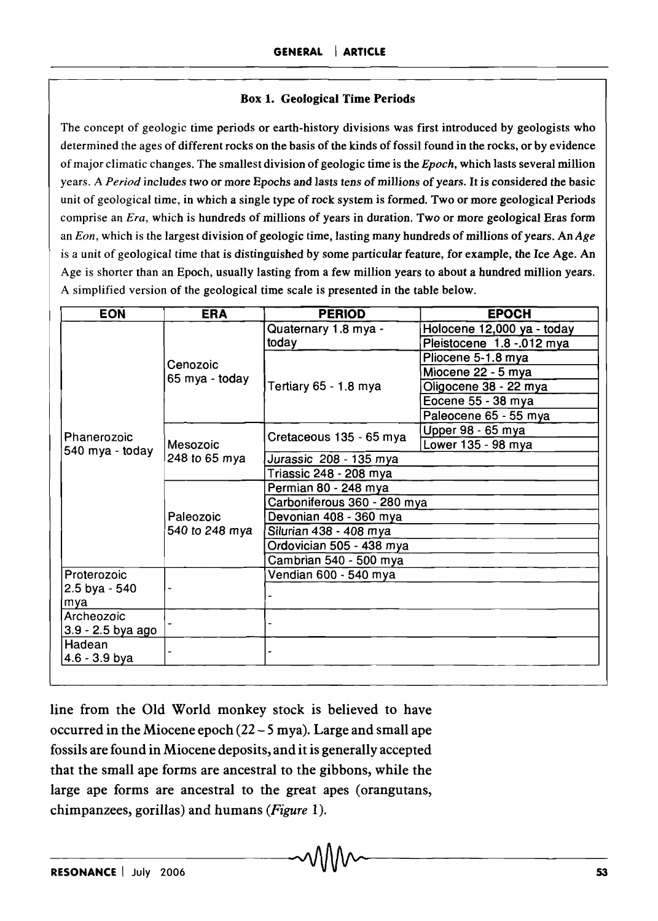### Box 1. Geological Time Periods

The concept of geologic time periods or earth-history divisions was first introduced by geologists who determined the ages of different rocks on the basis of the kinds of fossil found in the rocks, or by evidence of major climatic changes. The smallest division of geologic time is the *Epoch*, which lasts several million years. A *Period* includes two or more Epochs and lasts tens of millions of years. It is considered the basic unit of geological time, in which a single type of rock system is formed. Two or more geological Periods comprise an *Era*, which is hundreds of millions of years in duration. Two or more geological Eras form an *Eon*, which is the largest division of geologic time, lasting many hundreds of millions of years. An *Age* is a unit of geological time that is distinguished by some particular feature, for example, the Ice Age. An Age is shorter than an Epoch, usually lasting from a few million years to about a hundred million years. A simplified version of the geological time scale is presented in the table below.

| EON | ERA | PERIOD | EPOCH |
|---|---|---|---|
| Phanerozoic 540 mya - today | Cenozoic 65 mya - today | Quaternary 1.8 mya - today | Holocene 12,000 ya - today |
| | | | Pleistocene 1.8 -.012 mya |
| | | Tertiary 65 - 1.8 mya | Pliocene 5-1.8 mya |
| | | | Miocene 22 - 5 mya |
| | | | Oligocene 38 - 22 mya |
| | | | Eocene 55 - 38 mya |
| | | | Paleocene 65 - 55 mya |
| | Mesozoic 248 to 65 mya | Cretaceous 135 - 65 mya | Upper 98 - 65 mya |
| | | | Lower 135 - 98 mya |
| | | Jurassic 208 - 135 mya | |
| | | Triassic 248 - 208 mya | |
| | Paleozoic 540 to 248 mya | Permian 80 - 248 mya | |
| | | Carboniferous 360 - 280 mya | |
| | | Devonian 408 - 360 mya | |
| | | Silurian 438 - 408 mya | |
| | | Ordovician 505 - 438 mya | |
| | | Cambrian 540 - 500 mya | |
| Proterozoic 2.5 bya - 540 mya | - | Vendian 600 - 540 mya | |
| | | - | |
| Archeozoic 3.9 - 2.5 bya ago | - | - | |
| Hadean 4.6 - 3.9 bya | - | - | |

line from the Old World monkey stock is believed to have occurred in the Miocene epoch (22 – 5 mya). Large and small ape fossils are found in Miocene deposits, and it is generally accepted that the small ape forms are ancestral to the gibbons, while the large ape forms are ancestral to the great apes (orangutans, chimpanzees, gorillas) and humans (*Figure* 1).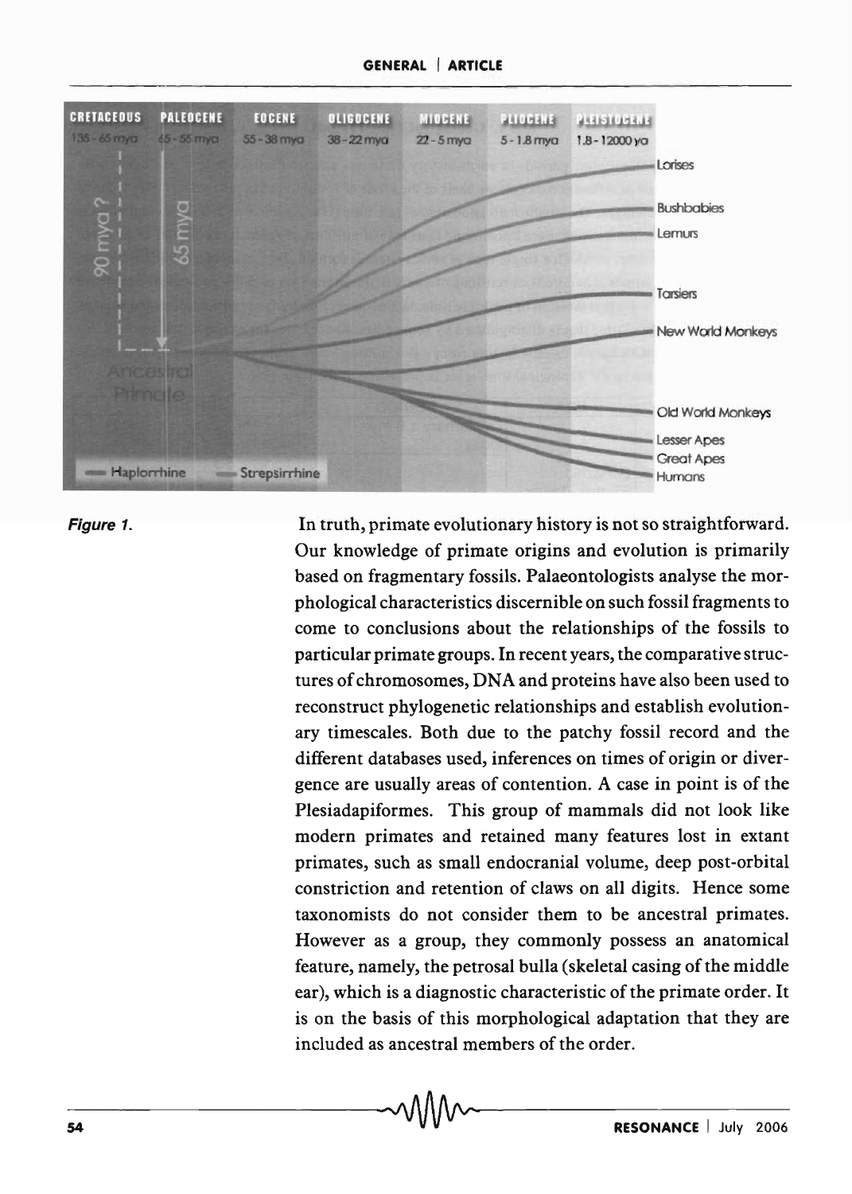Figure 1.

In truth, primate evolutionary history is not so straightforward. Our knowledge of primate origins and evolution is primarily based on fragmentary fossils. Palaeontologists analyse the morphological characteristics discernible on such fossil fragments to come to conclusions about the relationships of the fossils to particular primate groups. In recent years, the comparative structures of chromosomes, DNA and proteins have also been used to reconstruct phylogenetic relationships and establish evolutionary timescales. Both due to the patchy fossil record and the different databases used, inferences on times of origin or divergence are usually areas of contention. A case in point is of the Plesiadapiformes. This group of mammals did not look like modern primates and retained many features lost in extant primates, such as small endocranial volume, deep post-orbital constriction and retention of claws on all digits. Hence some taxonomists do not consider them to be ancestral primates. However as a group, they commonly possess an anatomical feature, namely, the petrosal bulla (skeletal casing of the middle ear), which is a diagnostic characteristic of the primate order. It is on the basis of this morphological adaptation that they are included as ancestral members of the order.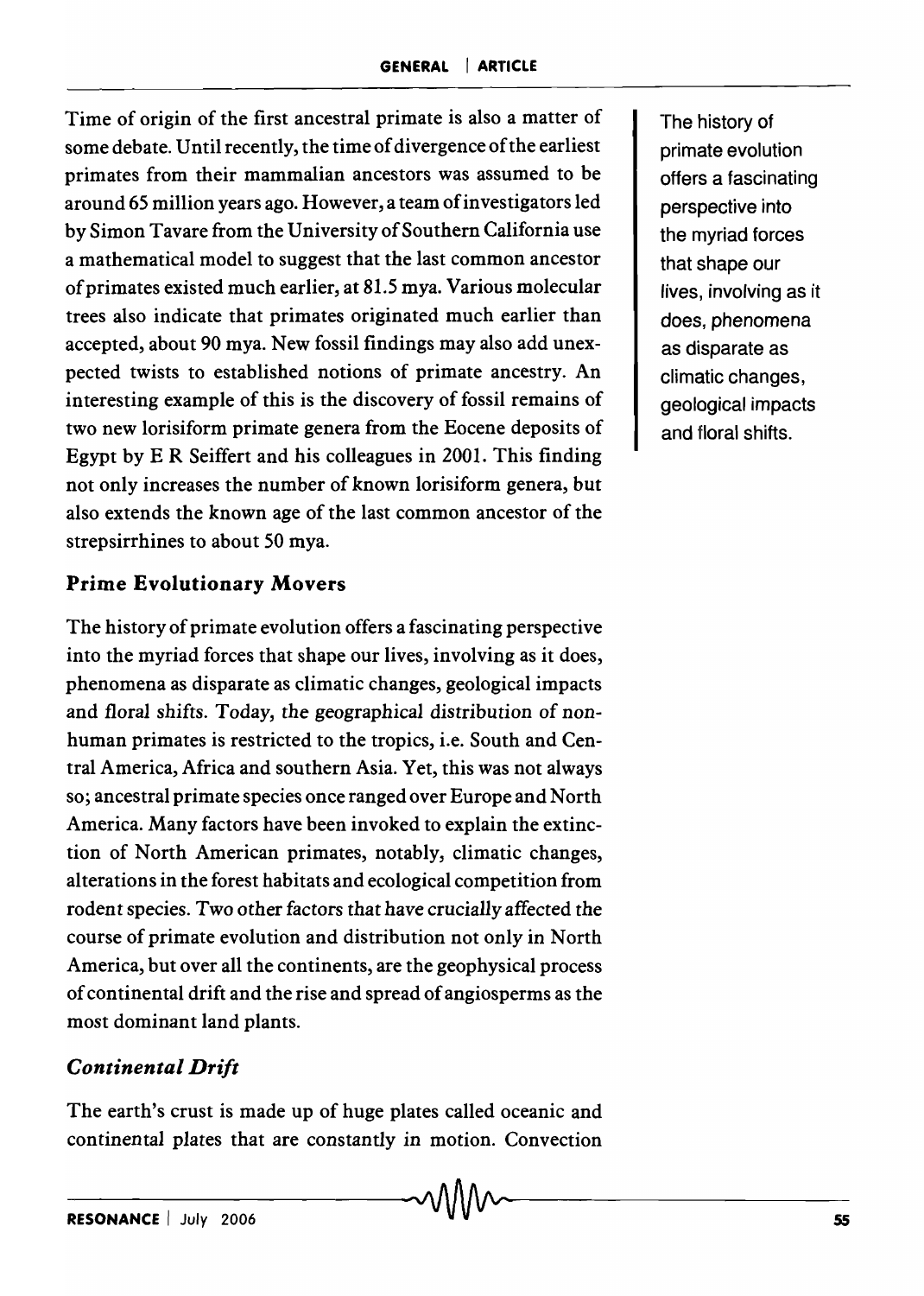Time of origin of the first ancestral primate is also a matter of some debate. Until recently, the time of divergence of the earliest primates from their mammalian ancestors was assumed to be around 65 million years ago. However, a team of investigators led by Simon Tavare from the University of Southern California use a mathematical model to suggest that the last common ancestor of primates existed much earlier, at 81.5 mya. Various molecular trees also indicate that primates originated much earlier than accepted, about 90 mya. New fossil findings may also add unexpected twists to established notions of primate ancestry. An interesting example of this is the discovery of fossil remains of two new lorisiform primate genera from the Eocene deposits of Egypt by E R Seiffert and his colleagues in 2001. This finding not only increases the number of known lorisiform genera, but also extends the known age of the last common ancestor of the strepsirrhines to about 50 mya.

## Prime Evolutionary Movers

The history of primate evolution offers a fascinating perspective into the myriad forces that shape our lives, involving as it does, phenomena as disparate as climatic changes, geological impacts and floral shifts. Today, the geographical distribution of non-human primates is restricted to the tropics, i.e. South and Central America, Africa and southern Asia. Yet, this was not always so; ancestral primate species once ranged over Europe and North America. Many factors have been invoked to explain the extinction of North American primates, notably, climatic changes, alterations in the forest habitats and ecological competition from rodent species. Two other factors that have crucially affected the course of primate evolution and distribution not only in North America, but over all the continents, are the geophysical process of continental drift and the rise and spread of angiosperms as the most dominant land plants.

### *Continental Drift*

The earth's crust is made up of huge plates called oceanic and continental plates that are constantly in motion. Convection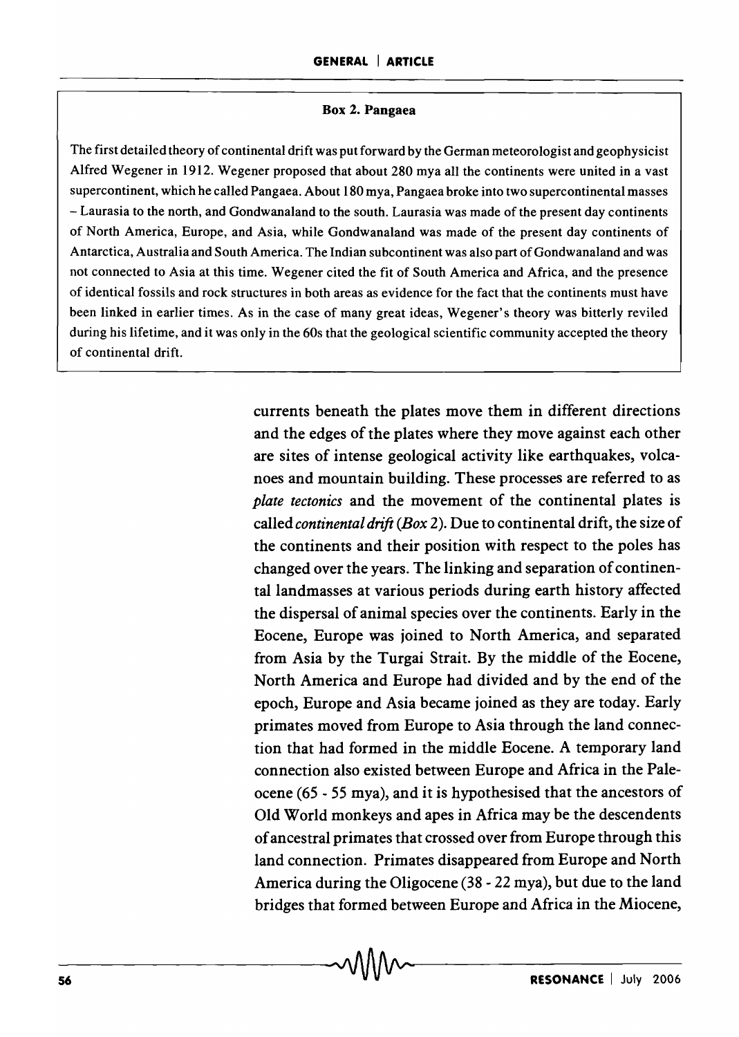**Box 2. Pangaea**

The first detailed theory of continental drift was put forward by the German meteorologist and geophysicist Alfred Wegener in 1912. Wegener proposed that about 280 mya all the continents were united in a vast supercontinent, which he called Pangaea. About 180 mya, Pangaea broke into two supercontinental masses – Laurasia to the north, and Gondwanaland to the south. Laurasia was made of the present day continents of North America, Europe, and Asia, while Gondwanaland was made of the present day continents of Antarctica, Australia and South America. The Indian subcontinent was also part of Gondwanaland and was not connected to Asia at this time. Wegener cited the fit of South America and Africa, and the presence of identical fossils and rock structures in both areas as evidence for the fact that the continents must have been linked in earlier times. As in the case of many great ideas, Wegener's theory was bitterly reviled during his lifetime, and it was only in the 60s that the geological scientific community accepted the theory of continental drift.

currents beneath the plates move them in different directions and the edges of the plates where they move against each other are sites of intense geological activity like earthquakes, volcanoes and mountain building. These processes are referred to as *plate tectonics* and the movement of the continental plates is called *continental drift (Box 2)*. Due to continental drift, the size of the continents and their position with respect to the poles has changed over the years. The linking and separation of continental landmasses at various periods during earth history affected the dispersal of animal species over the continents. Early in the Eocene, Europe was joined to North America, and separated from Asia by the Turgai Strait. By the middle of the Eocene, North America and Europe had divided and by the end of the epoch, Europe and Asia became joined as they are today. Early primates moved from Europe to Asia through the land connection that had formed in the middle Eocene. A temporary land connection also existed between Europe and Africa in the Paleocene (65 - 55 mya), and it is hypothesised that the ancestors of Old World monkeys and apes in Africa may be the descendents of ancestral primates that crossed over from Europe through this land connection. Primates disappeared from Europe and North America during the Oligocene (38 - 22 mya), but due to the land bridges that formed between Europe and Africa in the Miocene,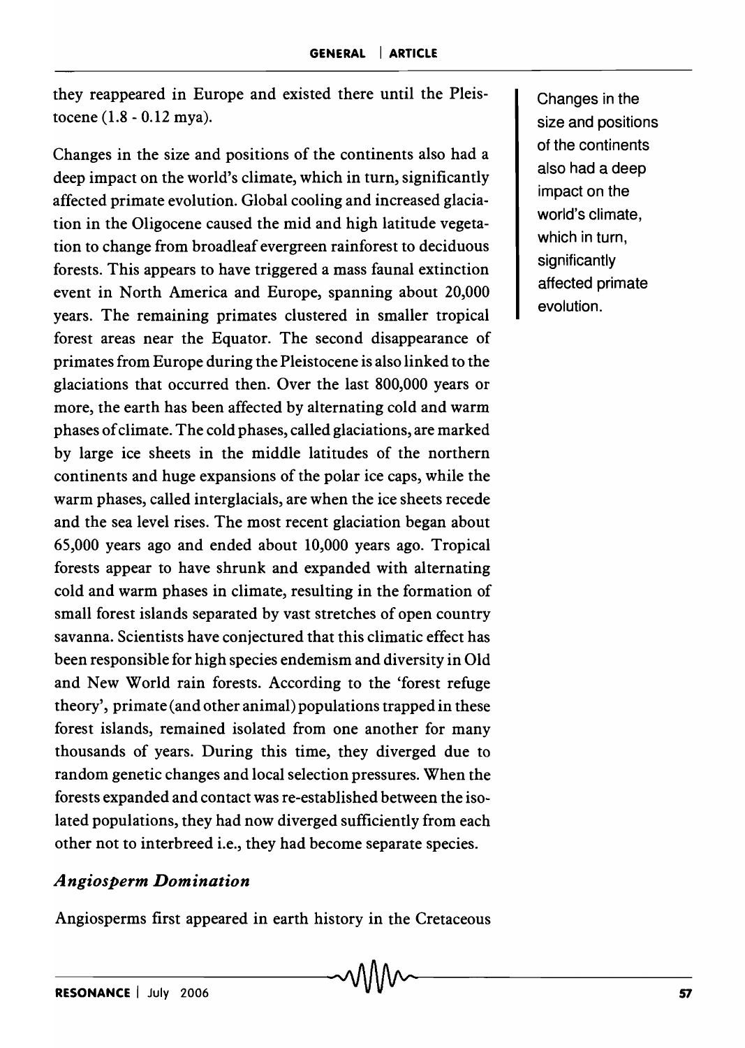they reappeared in Europe and existed there until the Pleistocene (1.8 - 0.12 mya).

Changes in the size and positions of the continents also had a deep impact on the world's climate, which in turn, significantly affected primate evolution. Global cooling and increased glaciation in the Oligocene caused the mid and high latitude vegetation to change from broadleaf evergreen rainforest to deciduous forests. This appears to have triggered a mass faunal extinction event in North America and Europe, spanning about 20,000 years. The remaining primates clustered in smaller tropical forest areas near the Equator. The second disappearance of primates from Europe during the Pleistocene is also linked to the glaciations that occurred then. Over the last 800,000 years or more, the earth has been affected by alternating cold and warm phases of climate. The cold phases, called glaciations, are marked by large ice sheets in the middle latitudes of the northern continents and huge expansions of the polar ice caps, while the warm phases, called interglacials, are when the ice sheets recede and the sea level rises. The most recent glaciation began about 65,000 years ago and ended about 10,000 years ago. Tropical forests appear to have shrunk and expanded with alternating cold and warm phases in climate, resulting in the formation of small forest islands separated by vast stretches of open country savanna. Scientists have conjectured that this climatic effect has been responsible for high species endemism and diversity in Old and New World rain forests. According to the 'forest refuge theory', primate (and other animal) populations trapped in these forest islands, remained isolated from one another for many thousands of years. During this time, they diverged due to random genetic changes and local selection pressures. When the forests expanded and contact was re-established between the isolated populations, they had now diverged sufficiently from each other not to interbreed i.e., they had become separate species.

> Changes in the size and positions of the continents also had a deep impact on the world's climate, which in turn, significantly affected primate evolution.

### *Angiosperm Domination*

Angiosperms first appeared in earth history in the Cretaceous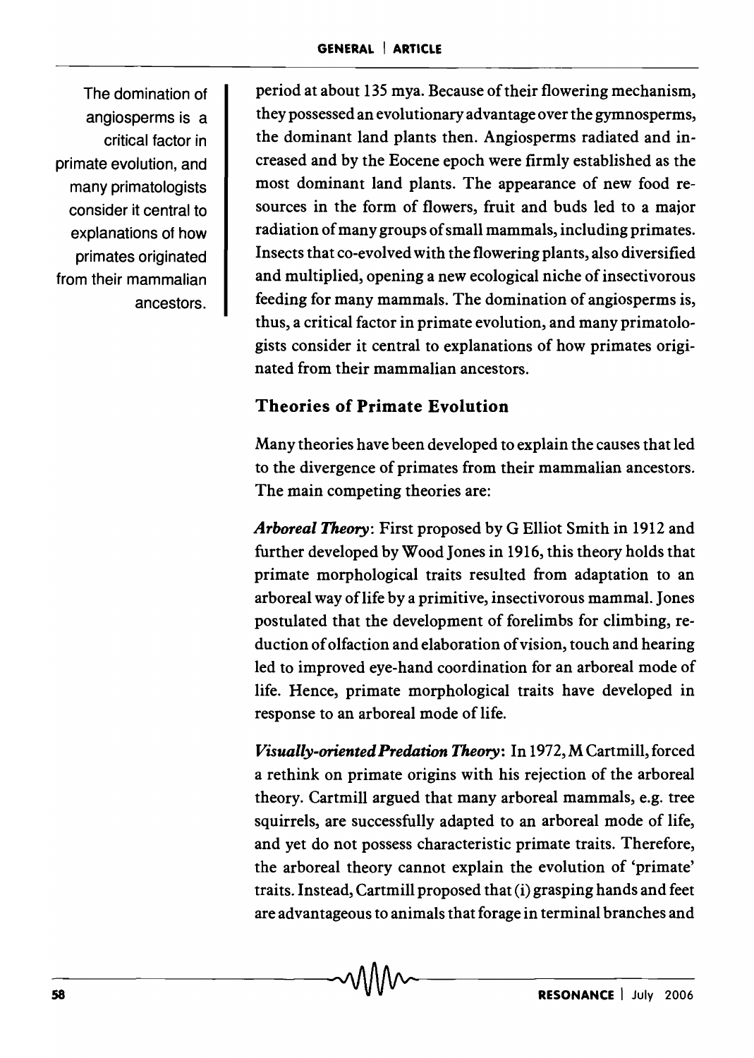period at about 135 mya. Because of their flowering mechanism, they possessed an evolutionary advantage over the gymnosperms, the dominant land plants then. Angiosperms radiated and increased and by the Eocene epoch were firmly established as the most dominant land plants. The appearance of new food resources in the form of flowers, fruit and buds led to a major radiation of many groups of small mammals, including primates. Insects that co-evolved with the flowering plants, also diversified and multiplied, opening a new ecological niche of insectivorous feeding for many mammals. The domination of angiosperms is, thus, a critical factor in primate evolution, and many primatologists consider it central to explanations of how primates originated from their mammalian ancestors.

> The domination of angiosperms is a critical factor in primate evolution, and many primatologists consider it central to explanations of how primates originated from their mammalian ancestors.

## Theories of Primate Evolution

Many theories have been developed to explain the causes that led to the divergence of primates from their mammalian ancestors. The main competing theories are:

***Arboreal Theory***: First proposed by G Elliot Smith in 1912 and further developed by Wood Jones in 1916, this theory holds that primate morphological traits resulted from adaptation to an arboreal way of life by a primitive, insectivorous mammal. Jones postulated that the development of forelimbs for climbing, reduction of olfaction and elaboration of vision, touch and hearing led to improved eye-hand coordination for an arboreal mode of life. Hence, primate morphological traits have developed in response to an arboreal mode of life.

***Visually-oriented Predation Theory***: In 1972, M Cartmill, forced a rethink on primate origins with his rejection of the arboreal theory. Cartmill argued that many arboreal mammals, e.g. tree squirrels, are successfully adapted to an arboreal mode of life, and yet do not possess characteristic primate traits. Therefore, the arboreal theory cannot explain the evolution of 'primate' traits. Instead, Cartmill proposed that (i) grasping hands and feet are advantageous to animals that forage in terminal branches and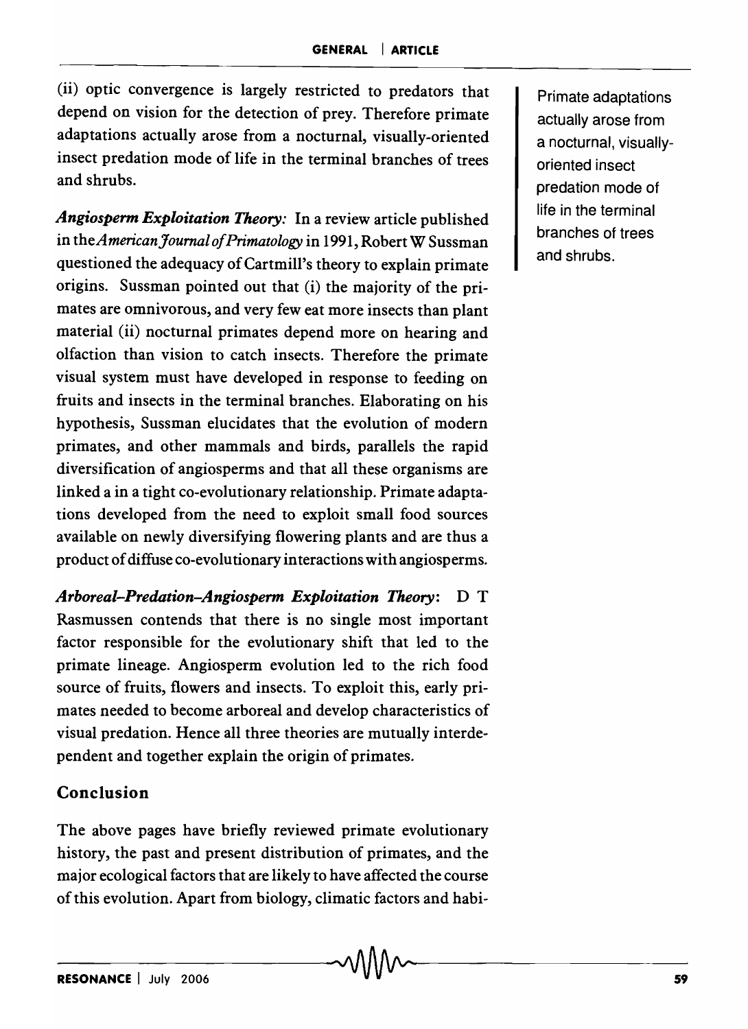(ii) optic convergence is largely restricted to predators that depend on vision for the detection of prey. Therefore primate adaptations actually arose from a nocturnal, visually-oriented insect predation mode of life in the terminal branches of trees and shrubs.

Primate adaptations actually arose from a nocturnal, visually-oriented insect predation mode of life in the terminal branches of trees and shrubs.

***Angiosperm Exploitation Theory:*** In a review article published in the *American Journal of Primatology* in 1991, Robert W Sussman questioned the adequacy of Cartmill's theory to explain primate origins. Sussman pointed out that (i) the majority of the primates are omnivorous, and very few eat more insects than plant material (ii) nocturnal primates depend more on hearing and olfaction than vision to catch insects. Therefore the primate visual system must have developed in response to feeding on fruits and insects in the terminal branches. Elaborating on his hypothesis, Sussman elucidates that the evolution of modern primates, and other mammals and birds, parallels the rapid diversification of angiosperms and that all these organisms are linked a in a tight co-evolutionary relationship. Primate adaptations developed from the need to exploit small food sources available on newly diversifying flowering plants and are thus a product of diffuse co-evolutionary interactions with angiosperms.

***Arboreal–Predation–Angiosperm Exploitation Theory:*** D T Rasmussen contends that there is no single most important factor responsible for the evolutionary shift that led to the primate lineage. Angiosperm evolution led to the rich food source of fruits, flowers and insects. To exploit this, early primates needed to become arboreal and develop characteristics of visual predation. Hence all three theories are mutually interdependent and together explain the origin of primates.

## Conclusion

The above pages have briefly reviewed primate evolutionary history, the past and present distribution of primates, and the major ecological factors that are likely to have affected the course of this evolution. Apart from biology, climatic factors and habi-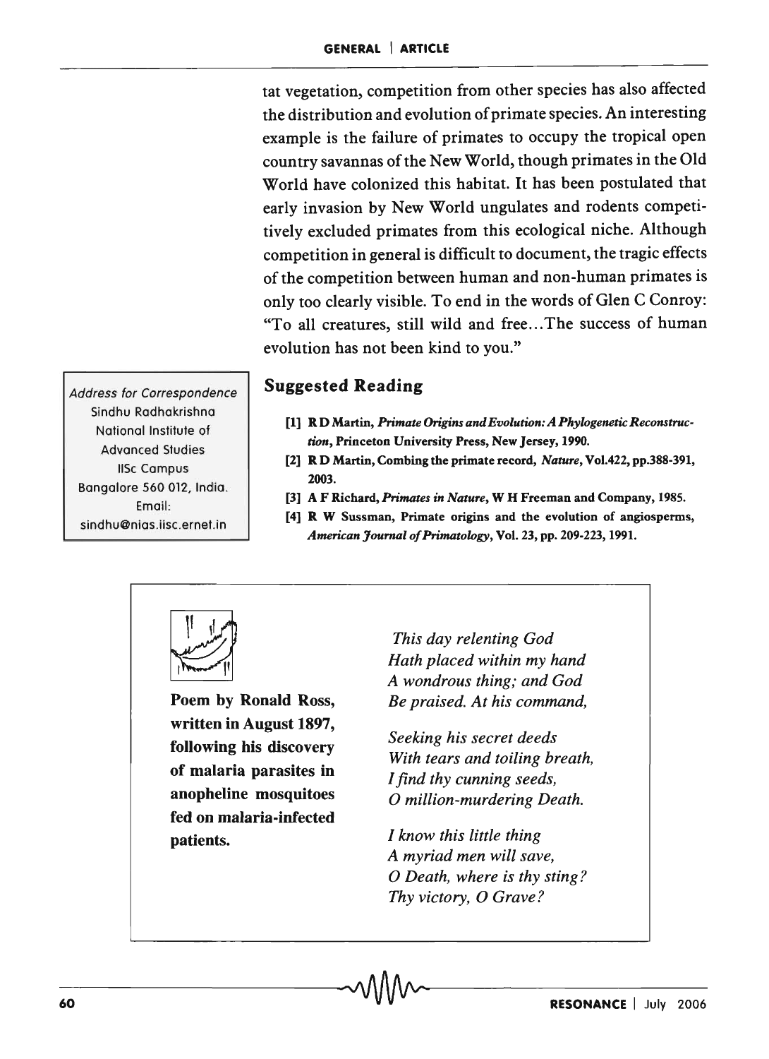tat vegetation, competition from other species has also affected the distribution and evolution of primate species. An interesting example is the failure of primates to occupy the tropical open country savannas of the New World, though primates in the Old World have colonized this habitat. It has been postulated that early invasion by New World ungulates and rodents competitively excluded primates from this ecological niche. Although competition in general is difficult to document, the tragic effects of the competition between human and non-human primates is only too clearly visible. To end in the words of Glen C Conroy: "To all creatures, still wild and free...The success of human evolution has not been kind to you."

## Suggested Reading

[1] R D Martin, *Primate Origins and Evolution: A Phylogenetic Reconstruction*, Princeton University Press, New Jersey, 1990.

[2] R D Martin, Combing the primate record, *Nature*, Vol.422, pp.388-391, 2003.

[3] A F Richard, *Primates in Nature*, W H Freeman and Company, 1985.

[4] R W Sussman, Primate origins and the evolution of angiosperms, *American Journal of Primatology*, Vol. 23, pp. 209-223, 1991.

*Address for Correspondence*
Sindhu Radhakrishna
National Institute of Advanced Studies
IISc Campus
Bangalore 560 012, India.
Email: sindhu@nias.iisc.ernet.in

---

**Poem by Ronald Ross, written in August 1897, following his discovery of malaria parasites in anopheline mosquitoes fed on malaria-infected patients.**

*This day relenting God*
*Hath placed within my hand*
*A wondrous thing; and God*
*Be praised. At his command,*

*Seeking his secret deeds*
*With tears and toiling breath,*
*I find thy cunning seeds,*
*O million-murdering Death.*

*I know this little thing*
*A myriad men will save,*
*O Death, where is thy sting?*
*Thy victory, O Grave?*